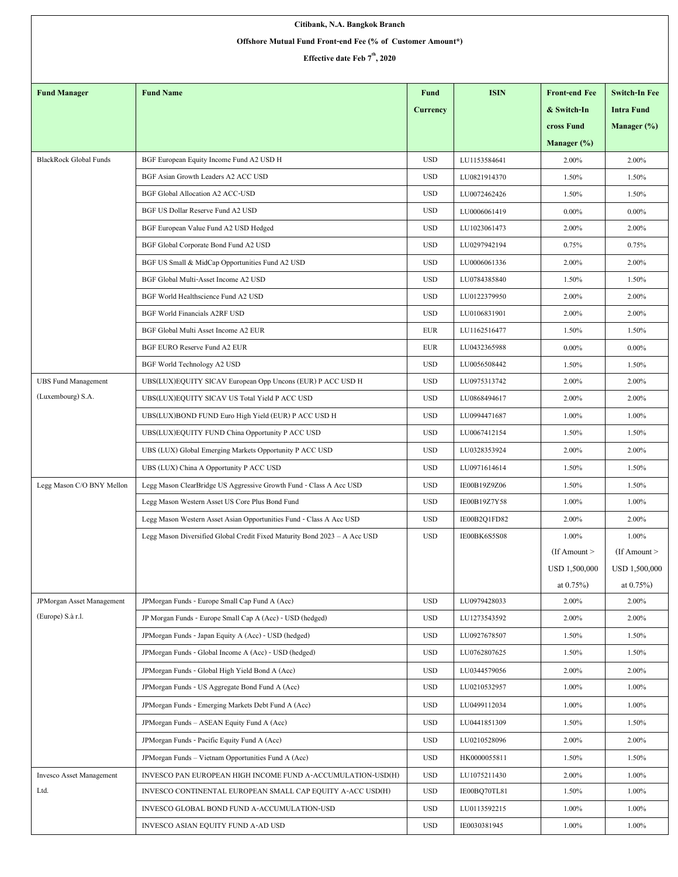**Citibank, N.A. Bangkok Branch**

**Offshore Mutual Fund Front-end Fee (% of Customer Amount*)**

**Effective date Feb 7th, 2020**

| Fund Manager | Fund Name | Fund Currency | ISIN | Front-end Fee & Switch-In cross Fund Manager (%) | Switch-In Fee Intra Fund Manager (%) |
|---|---|---|---|---|---|
| BlackRock Global Funds | BGF European Equity Income Fund A2 USD H | USD | LU1153584641 | 2.00% | 2.00% |
| | BGF Asian Growth Leaders A2 ACC USD | USD | LU0821914370 | 1.50% | 1.50% |
| | BGF Global Allocation A2 ACC-USD | USD | LU0072462426 | 1.50% | 1.50% |
| | BGF US Dollar Reserve Fund A2 USD | USD | LU0006061419 | 0.00% | 0.00% |
| | BGF European Value Fund A2 USD Hedged | USD | LU1023061473 | 2.00% | 2.00% |
| | BGF Global Corporate Bond Fund A2 USD | USD | LU0297942194 | 0.75% | 0.75% |
| | BGF US Small & MidCap Opportunities Fund A2 USD | USD | LU0006061336 | 2.00% | 2.00% |
| | BGF Global Multi-Asset Income A2 USD | USD | LU0784385840 | 1.50% | 1.50% |
| | BGF World Healthscience Fund A2 USD | USD | LU0122379950 | 2.00% | 2.00% |
| | BGF World Financials A2RF USD | USD | LU0106831901 | 2.00% | 2.00% |
| | BGF Global Multi Asset Income A2 EUR | EUR | LU1162516477 | 1.50% | 1.50% |
| | BGF EURO Reserve Fund A2 EUR | EUR | LU0432365988 | 0.00% | 0.00% |
| | BGF World Technology A2 USD | USD | LU0056508442 | 1.50% | 1.50% |
| UBS Fund Management (Luxembourg) S.A. | UBS(LUX)EQUITY SICAV European Opp Uncons (EUR) P ACC USD H | USD | LU0975313742 | 2.00% | 2.00% |
| | UBS(LUX)EQUITY SICAV US Total Yield P ACC USD | USD | LU0868494617 | 2.00% | 2.00% |
| | UBS(LUX)BOND FUND Euro High Yield (EUR) P ACC USD H | USD | LU0994471687 | 1.00% | 1.00% |
| | UBS(LUX)EQUITY FUND China Opportunity P ACC USD | USD | LU0067412154 | 1.50% | 1.50% |
| | UBS (LUX) Global Emerging Markets Opportunity P ACC USD | USD | LU0328353924 | 2.00% | 2.00% |
| | UBS (LUX) China A Opportunity P ACC USD | USD | LU0971614614 | 1.50% | 1.50% |
| Legg Mason C/O BNY Mellon | Legg Mason ClearBridge US Aggressive Growth Fund - Class A Acc USD | USD | IE00B19Z9Z06 | 1.50% | 1.50% |
| | Legg Mason Western Asset US Core Plus Bond Fund | USD | IE00B19Z7Y58 | 1.00% | 1.00% |
| | Legg Mason Western Asset Asian Opportunities Fund - Class A Acc USD | USD | IE00B2Q1FD82 | 2.00% | 2.00% |
| | Legg Mason Diversified Global Credit Fixed Maturity Bond 2023 – A Acc USD | USD | IE00BK6S5S08 | 1.00% (If Amount > USD 1,500,000 at 0.75%) | 1.00% (If Amount > USD 1,500,000 at 0.75%) |
| JPMorgan Asset Management (Europe) S.à r.l. | JPMorgan Funds - Europe Small Cap Fund A (Acc) | USD | LU0979428033 | 2.00% | 2.00% |
| | JP Morgan Funds - Europe Small Cap A (Acc) - USD (hedged) | USD | LU1273543592 | 2.00% | 2.00% |
| | JPMorgan Funds - Japan Equity A (Acc) - USD (hedged) | USD | LU0927678507 | 1.50% | 1.50% |
| | JPMorgan Funds - Global Income A (Acc) - USD (hedged) | USD | LU0762807625 | 1.50% | 1.50% |
| | JPMorgan Funds - Global High Yield Bond A (Acc) | USD | LU0344579056 | 2.00% | 2.00% |
| | JPMorgan Funds - US Aggregate Bond Fund A (Acc) | USD | LU0210532957 | 1.00% | 1.00% |
| | JPMorgan Funds - Emerging Markets Debt Fund A (Acc) | USD | LU0499112034 | 1.00% | 1.00% |
| | JPMorgan Funds – ASEAN Equity Fund A (Acc) | USD | LU0441851309 | 1.50% | 1.50% |
| | JPMorgan Funds - Pacific Equity Fund A (Acc) | USD | LU0210528096 | 2.00% | 2.00% |
| | JPMorgan Funds – Vietnam Opportunities Fund A (Acc) | USD | HK0000055811 | 1.50% | 1.50% |
| Invesco Asset Management Ltd. | INVESCO PAN EUROPEAN HIGH INCOME FUND A-ACCUMULATION-USD(H) | USD | LU1075211430 | 2.00% | 1.00% |
| | INVESCO CONTINENTAL EUROPEAN SMALL CAP EQUITY A-ACC USD(H) | USD | IE00BQ70TL81 | 1.50% | 1.00% |
| | INVESCO GLOBAL BOND FUND A-ACCUMULATION-USD | USD | LU0113592215 | 1.00% | 1.00% |
| | INVESCO ASIAN EQUITY FUND A-AD USD | USD | IE0030381945 | 1.00% | 1.00% |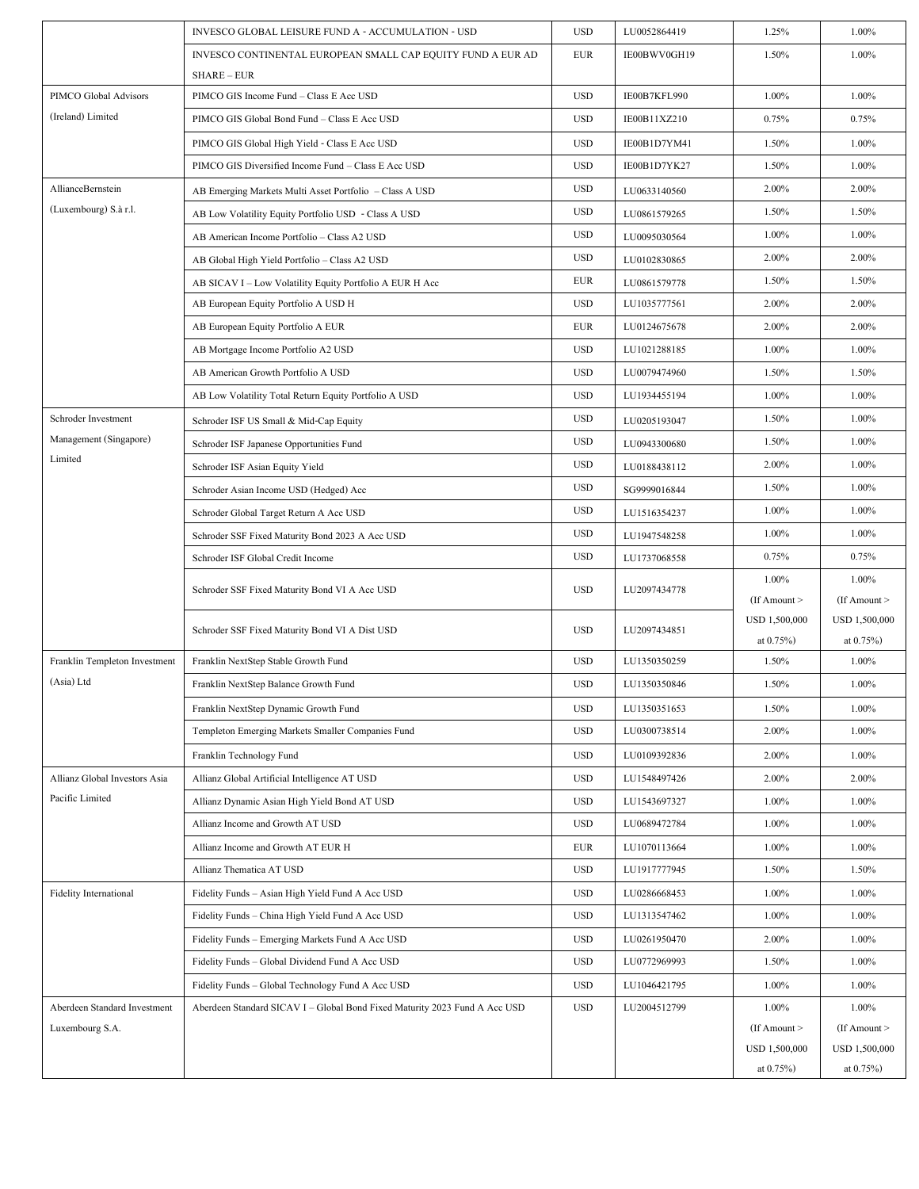| | | | | | |
|---|---|---|---|---|---|
| | INVESCO GLOBAL LEISURE FUND A - ACCUMULATION - USD | USD | LU0052864419 | 1.25% | 1.00% |
| | INVESCO CONTINENTAL EUROPEAN SMALL CAP EQUITY FUND A EUR AD SHARE – EUR | EUR | IE00BWV0GH19 | 1.50% | 1.00% |
| PIMCO Global Advisors (Ireland) Limited | PIMCO GIS Income Fund – Class E Acc USD | USD | IE00B7KFL990 | 1.00% | 1.00% |
| | PIMCO GIS Global Bond Fund – Class E Acc USD | USD | IE00B11XZ210 | 0.75% | 0.75% |
| | PIMCO GIS Global High Yield - Class E Acc USD | USD | IE00B1D7YM41 | 1.50% | 1.00% |
| | PIMCO GIS Diversified Income Fund – Class E Acc USD | USD | IE00B1D7YK27 | 1.50% | 1.00% |
| AllianceBernstein (Luxembourg) S.à r.l. | AB Emerging Markets Multi Asset Portfolio – Class A USD | USD | LU0633140560 | 2.00% | 2.00% |
| | AB Low Volatility Equity Portfolio USD - Class A USD | USD | LU0861579265 | 1.50% | 1.50% |
| | AB American Income Portfolio – Class A2 USD | USD | LU0095030564 | 1.00% | 1.00% |
| | AB Global High Yield Portfolio – Class A2 USD | USD | LU0102830865 | 2.00% | 2.00% |
| | AB SICAV I – Low Volatility Equity Portfolio A EUR H Acc | EUR | LU0861579778 | 1.50% | 1.50% |
| | AB European Equity Portfolio A USD H | USD | LU1035777561 | 2.00% | 2.00% |
| | AB European Equity Portfolio A EUR | EUR | LU0124675678 | 2.00% | 2.00% |
| | AB Mortgage Income Portfolio A2 USD | USD | LU1021288185 | 1.00% | 1.00% |
| | AB American Growth Portfolio A USD | USD | LU0079474960 | 1.50% | 1.50% |
| | AB Low Volatility Total Return Equity Portfolio A USD | USD | LU1934455194 | 1.00% | 1.00% |
| Schroder Investment Management (Singapore) Limited | Schroder ISF US Small & Mid-Cap Equity | USD | LU0205193047 | 1.50% | 1.00% |
| | Schroder ISF Japanese Opportunities Fund | USD | LU0943300680 | 1.50% | 1.00% |
| | Schroder ISF Asian Equity Yield | USD | LU0188438112 | 2.00% | 1.00% |
| | Schroder Asian Income USD (Hedged) Acc | USD | SG9999016844 | 1.50% | 1.00% |
| | Schroder Global Target Return A Acc USD | USD | LU1516354237 | 1.00% | 1.00% |
| | Schroder SSF Fixed Maturity Bond 2023 A Acc USD | USD | LU1947548258 | 1.00% | 1.00% |
| | Schroder ISF Global Credit Income | USD | LU1737068558 | 0.75% | 0.75% |
| | Schroder SSF Fixed Maturity Bond VI A Acc USD | USD | LU2097434778 | 1.00% (If Amount > USD 1,500,000 at 0.75%) | 1.00% (If Amount > USD 1,500,000 at 0.75%) |
| | Schroder SSF Fixed Maturity Bond VI A Dist USD | USD | LU2097434851 | | |
| Franklin Templeton Investment (Asia) Ltd | Franklin NextStep Stable Growth Fund | USD | LU1350350259 | 1.50% | 1.00% |
| | Franklin NextStep Balance Growth Fund | USD | LU1350350846 | 1.50% | 1.00% |
| | Franklin NextStep Dynamic Growth Fund | USD | LU1350351653 | 1.50% | 1.00% |
| | Templeton Emerging Markets Smaller Companies Fund | USD | LU0300738514 | 2.00% | 1.00% |
| | Franklin Technology Fund | USD | LU0109392836 | 2.00% | 1.00% |
| Allianz Global Investors Asia Pacific Limited | Allianz Global Artificial Intelligence AT USD | USD | LU1548497426 | 2.00% | 2.00% |
| | Allianz Dynamic Asian High Yield Bond AT USD | USD | LU1543697327 | 1.00% | 1.00% |
| | Allianz Income and Growth AT USD | USD | LU0689472784 | 1.00% | 1.00% |
| | Allianz Income and Growth AT EUR H | EUR | LU1070113664 | 1.00% | 1.00% |
| | Allianz Thematica AT USD | USD | LU1917777945 | 1.50% | 1.50% |
| Fidelity International | Fidelity Funds – Asian High Yield Fund A Acc USD | USD | LU0286668453 | 1.00% | 1.00% |
| | Fidelity Funds – China High Yield Fund A Acc USD | USD | LU1313547462 | 1.00% | 1.00% |
| | Fidelity Funds – Emerging Markets Fund A Acc USD | USD | LU0261950470 | 2.00% | 1.00% |
| | Fidelity Funds – Global Dividend Fund A Acc USD | USD | LU0772969993 | 1.50% | 1.00% |
| | Fidelity Funds – Global Technology Fund A Acc USD | USD | LU1046421795 | 1.00% | 1.00% |
| Aberdeen Standard Investment Luxembourg S.A. | Aberdeen Standard SICAV I – Global Bond Fixed Maturity 2023 Fund A Acc USD | USD | LU2004512799 | 1.00% (If Amount > USD 1,500,000 at 0.75%) | 1.00% (If Amount > USD 1,500,000 at 0.75%) |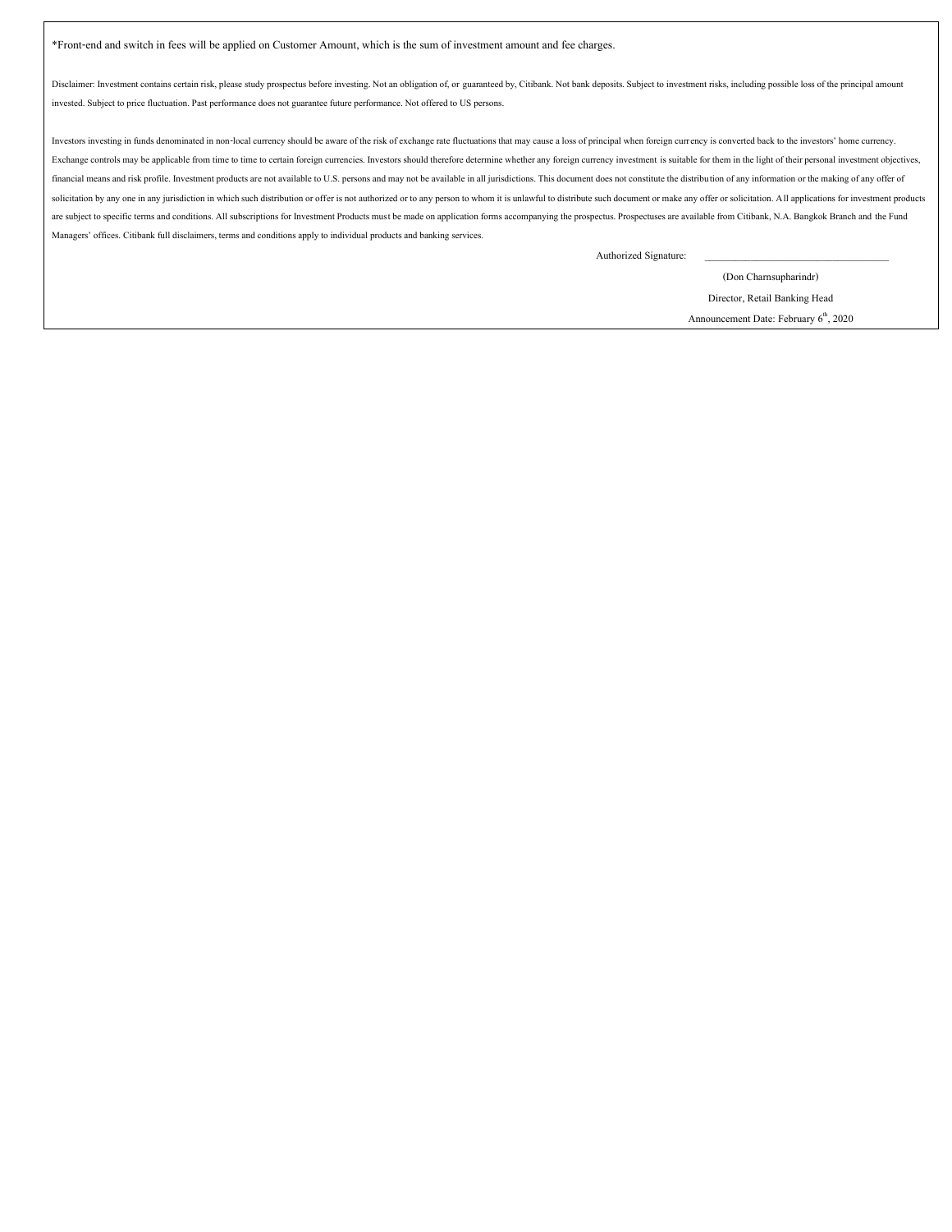*Front-end and switch in fees will be applied on Customer Amount, which is the sum of investment amount and fee charges.

Disclaimer: Investment contains certain risk, please study prospectus before investing. Not an obligation of, or guaranteed by, Citibank. Not bank deposits. Subject to investment risks, including possible loss of the principal amount invested. Subject to price fluctuation. Past performance does not guarantee future performance. Not offered to US persons.

Investors investing in funds denominated in non-local currency should be aware of the risk of exchange rate fluctuations that may cause a loss of principal when foreign currency is converted back to the investors' home currency. Exchange controls may be applicable from time to time to certain foreign currencies. Investors should therefore determine whether any foreign currency investment is suitable for them in the light of their personal investment objectives, financial means and risk profile. Investment products are not available to U.S. persons and may not be available in all jurisdictions. This document does not constitute the distribution of any information or the making of any offer of solicitation by any one in any jurisdiction in which such distribution or offer is not authorized or to any person to whom it is unlawful to distribute such document or make any offer or solicitation. All applications for investment products are subject to specific terms and conditions. All subscriptions for Investment Products must be made on application forms accompanying the prospectus. Prospectuses are available from Citibank, N.A. Bangkok Branch and the Fund Managers' offices. Citibank full disclaimers, terms and conditions apply to individual products and banking services.

Authorized Signature: ___________________________________

(Don Charnsupharindr)

Director, Retail Banking Head

Announcement Date: February 6th, 2020